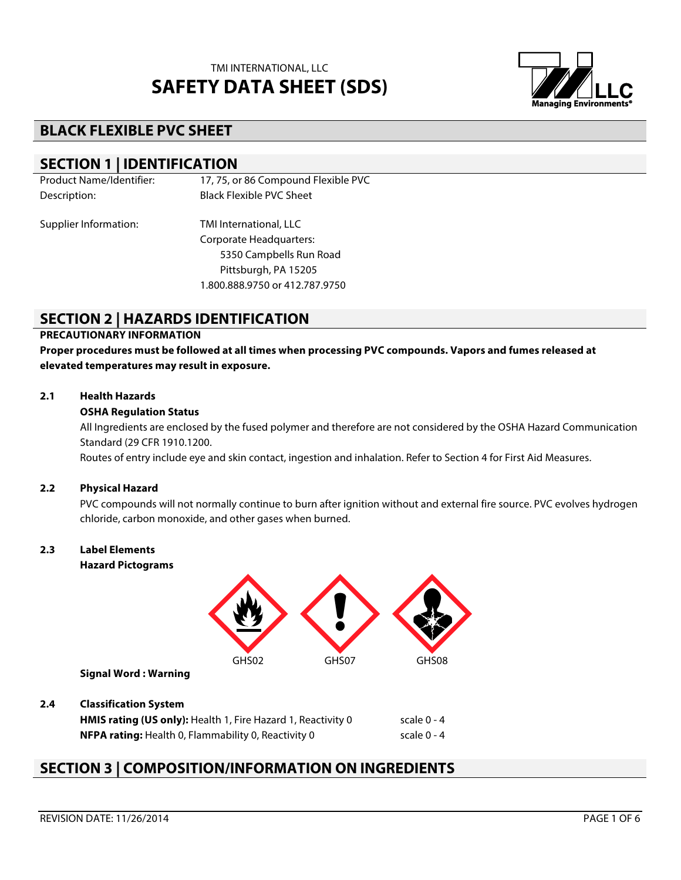TMI INTERNATIONAL, LLC

# SAFETY DATA SHEET (SDS)

## BLACK FLEXIBLE PVC SHEET

## SECTION 1 | IDENTIFICATION

Product Name/Identifier: 17, 75, or 86 Compound Flexible PVC

Description: Black Flexible PVC Sheet

Supplier Information: TMI International, LLC
Corporate Headquarters:
5350 Campbells Run Road
Pittsburgh, PA 15205
1.800.888.9750 or 412.787.9750

## SECTION 2 | HAZARDS IDENTIFICATION

**PRECAUTIONARY INFORMATION**

**Proper procedures must be followed at all times when processing PVC compounds. Vapors and fumes released at elevated temperatures may result in exposure.**

### 2.1 Health Hazards

**OSHA Regulation Status**

All Ingredients are enclosed by the fused polymer and therefore are not considered by the OSHA Hazard Communication Standard (29 CFR 1910.1200.

Routes of entry include eye and skin contact, ingestion and inhalation. Refer to Section 4 for First Aid Measures.

### 2.2 Physical Hazard

PVC compounds will not normally continue to burn after ignition without and external fire source. PVC evolves hydrogen chloride, carbon monoxide, and other gases when burned.

### 2.3 Label Elements

**Hazard Pictograms**

GHS02 GHS07 GHS08

**Signal Word : Warning**

### 2.4 Classification System

**HMIS rating (US only):** Health 1, Fire Hazard 1, Reactivity 0 scale 0 - 4

**NFPA rating:** Health 0, Flammability 0, Reactivity 0 scale 0 - 4

## SECTION 3 | COMPOSITION/INFORMATION ON INGREDIENTS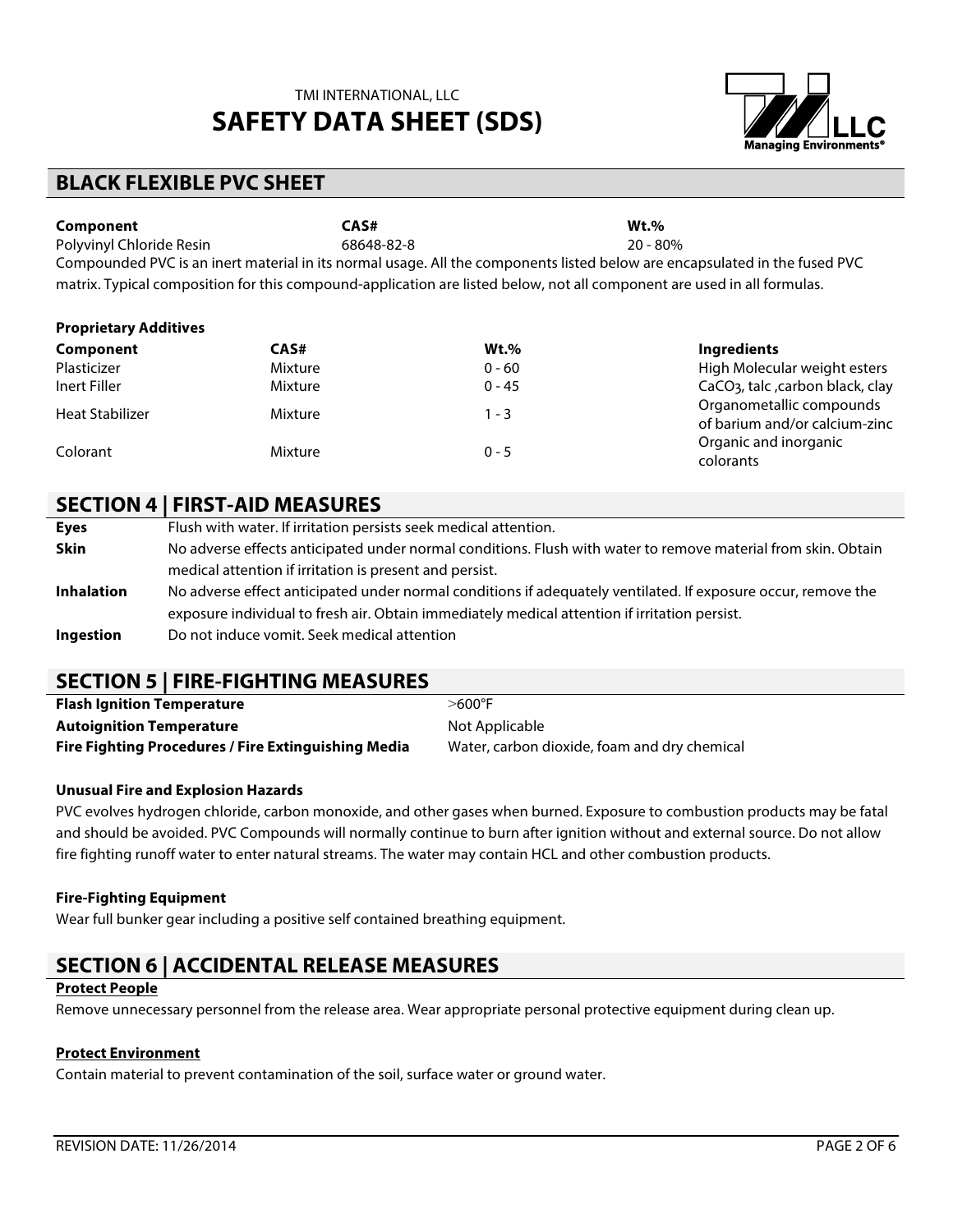## BLACK FLEXIBLE PVC SHEET

| Component | CAS# | Wt.% |
|---|---|---|
| Polyvinyl Chloride Resin | 68648-82-8 | 20 - 80% |

Compounded PVC is an inert material in its normal usage. All the components listed below are encapsulated in the fused PVC matrix. Typical composition for this compound-application are listed below, not all component are used in all formulas.

**Proprietary Additives**

| Component | CAS# | Wt.% | Ingredients |
|---|---|---|---|
| Plasticizer | Mixture | 0 - 60 | High Molecular weight esters |
| Inert Filler | Mixture | 0 - 45 | $CaCO_3$, talc ,carbon black, clay |
| Heat Stabilizer | Mixture | 1 - 3 | Organometallic compounds of barium and/or calcium-zinc |
| Colorant | Mixture | 0 - 5 | Organic and inorganic colorants |

## SECTION 4 | FIRST-AID MEASURES

**Eyes** Flush with water. If irritation persists seek medical attention.

**Skin** No adverse effects anticipated under normal conditions. Flush with water to remove material from skin. Obtain medical attention if irritation is present and persist.

**Inhalation** No adverse effect anticipated under normal conditions if adequately ventilated. If exposure occur, remove the exposure individual to fresh air. Obtain immediately medical attention if irritation persist.

**Ingestion** Do not induce vomit. Seek medical attention

## SECTION 5 | FIRE-FIGHTING MEASURES

| | |
|---|---|
| **Flash Ignition Temperature** | >600°F |
| **Autoignition Temperature** | Not Applicable |
| **Fire Fighting Procedures / Fire Extinguishing Media** | Water, carbon dioxide, foam and dry chemical |

**Unusual Fire and Explosion Hazards**

PVC evolves hydrogen chloride, carbon monoxide, and other gases when burned. Exposure to combustion products may be fatal and should be avoided. PVC Compounds will normally continue to burn after ignition without and external source. Do not allow fire fighting runoff water to enter natural streams. The water may contain HCL and other combustion products.

**Fire-Fighting Equipment**

Wear full bunker gear including a positive self contained breathing equipment.

## SECTION 6 | ACCIDENTAL RELEASE MEASURES

**Protect People**

Remove unnecessary personnel from the release area. Wear appropriate personal protective equipment during clean up.

**Protect Environment**

Contain material to prevent contamination of the soil, surface water or ground water.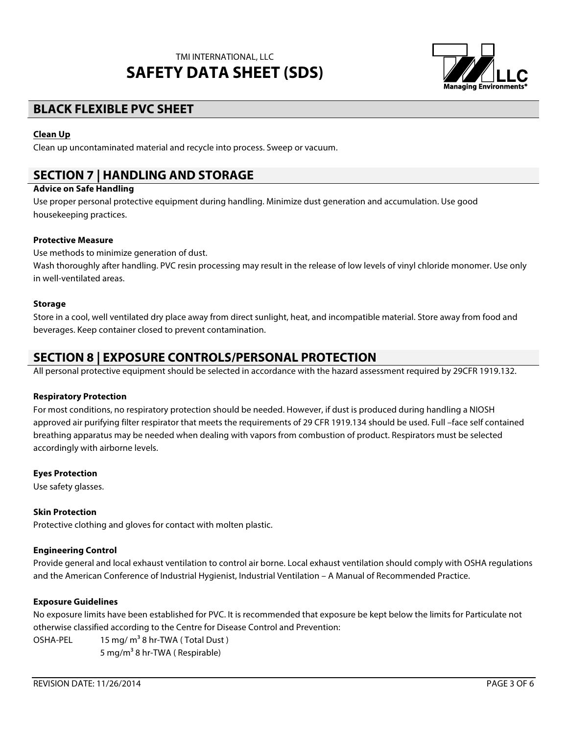## BLACK FLEXIBLE PVC SHEET

**Clean Up**

Clean up uncontaminated material and recycle into process. Sweep or vacuum.

## SECTION 7 | HANDLING AND STORAGE

**Advice on Safe Handling**

Use proper personal protective equipment during handling. Minimize dust generation and accumulation. Use good housekeeping practices.

**Protective Measure**

Use methods to minimize generation of dust.
Wash thoroughly after handling. PVC resin processing may result in the release of low levels of vinyl chloride monomer. Use only in well-ventilated areas.

**Storage**

Store in a cool, well ventilated dry place away from direct sunlight, heat, and incompatible material. Store away from food and beverages. Keep container closed to prevent contamination.

## SECTION 8 | EXPOSURE CONTROLS/PERSONAL PROTECTION

All personal protective equipment should be selected in accordance with the hazard assessment required by 29CFR 1919.132.

**Respiratory Protection**

For most conditions, no respiratory protection should be needed. However, if dust is produced during handling a NIOSH approved air purifying filter respirator that meets the requirements of 29 CFR 1919.134 should be used. Full –face self contained breathing apparatus may be needed when dealing with vapors from combustion of product. Respirators must be selected accordingly with airborne levels.

**Eyes Protection**

Use safety glasses.

**Skin Protection**

Protective clothing and gloves for contact with molten plastic.

**Engineering Control**

Provide general and local exhaust ventilation to control air borne. Local exhaust ventilation should comply with OSHA regulations and the American Conference of Industrial Hygienist, Industrial Ventilation – A Manual of Recommended Practice.

**Exposure Guidelines**

No exposure limits have been established for PVC. It is recommended that exposure be kept below the limits for Particulate not otherwise classified according to the Centre for Disease Control and Prevention:

OSHA-PEL 15 mg/ $m^3$ 8 hr-TWA ( Total Dust )
5 mg/$m^3$ 8 hr-TWA ( Respirable)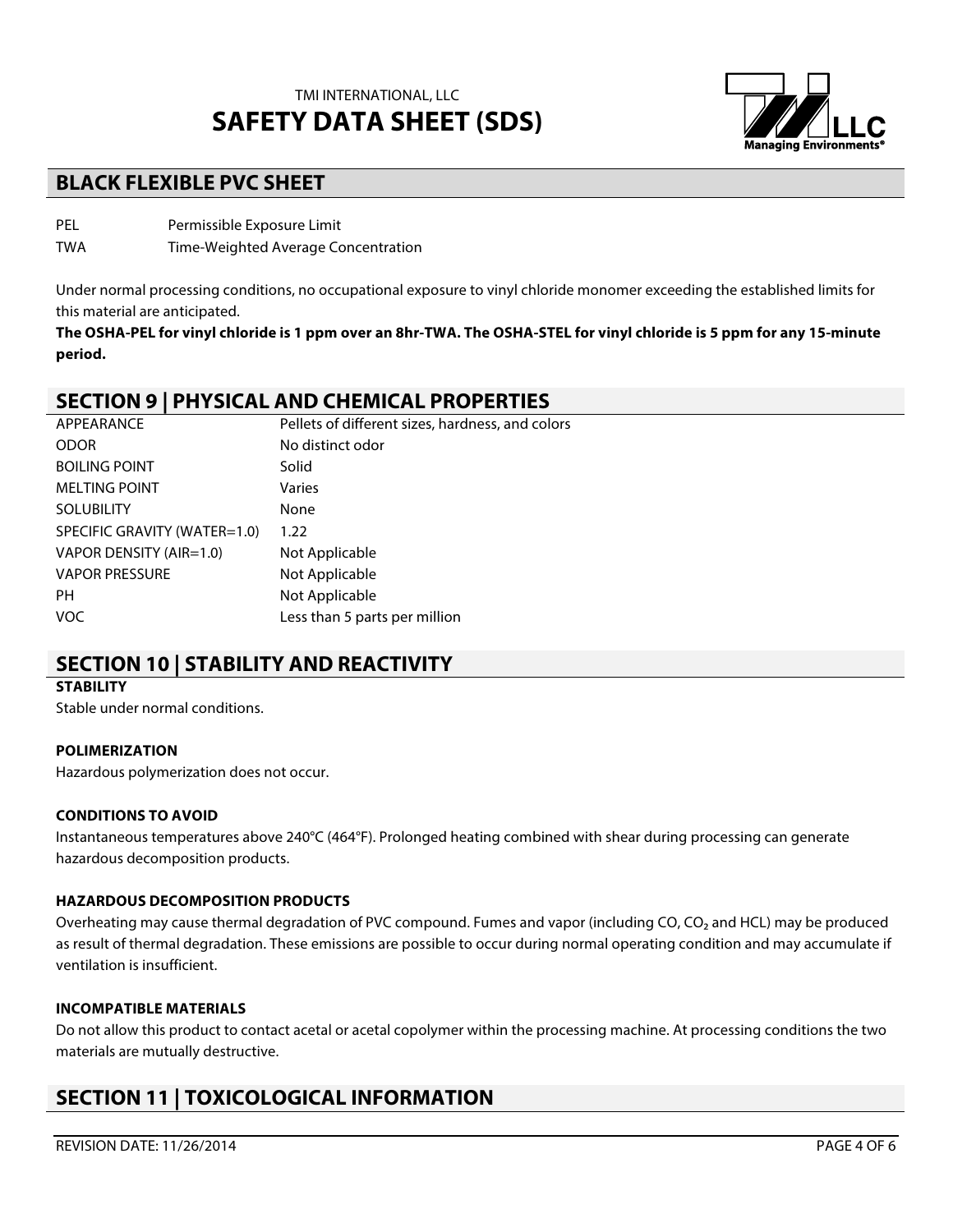## BLACK FLEXIBLE PVC SHEET

| | |
|---|---|
| PEL | Permissible Exposure Limit |
| TWA | Time-Weighted Average Concentration |

Under normal processing conditions, no occupational exposure to vinyl chloride monomer exceeding the established limits for this material are anticipated.

**The OSHA-PEL for vinyl chloride is 1 ppm over an 8hr-TWA. The OSHA-STEL for vinyl chloride is 5 ppm for any 15-minute period.**

## SECTION 9 | PHYSICAL AND CHEMICAL PROPERTIES

| | |
|---|---|
| APPEARANCE | Pellets of different sizes, hardness, and colors |
| ODOR | No distinct odor |
| BOILING POINT | Solid |
| MELTING POINT | Varies |
| SOLUBILITY | None |
| SPECIFIC GRAVITY (WATER=1.0) | 1.22 |
| VAPOR DENSITY (AIR=1.0) | Not Applicable |
| VAPOR PRESSURE | Not Applicable |
| PH | Not Applicable |
| VOC | Less than 5 parts per million |

## SECTION 10 | STABILITY AND REACTIVITY

**STABILITY**

Stable under normal conditions.

**POLIMERIZATION**

Hazardous polymerization does not occur.

**CONDITIONS TO AVOID**

Instantaneous temperatures above 240°C (464°F). Prolonged heating combined with shear during processing can generate hazardous decomposition products.

**HAZARDOUS DECOMPOSITION PRODUCTS**

Overheating may cause thermal degradation of PVC compound. Fumes and vapor (including CO, $CO_2$ and HCL) may be produced as result of thermal degradation. These emissions are possible to occur during normal operating condition and may accumulate if ventilation is insufficient.

**INCOMPATIBLE MATERIALS**

Do not allow this product to contact acetal or acetal copolymer within the processing machine. At processing conditions the two materials are mutually destructive.

## SECTION 11 | TOXICOLOGICAL INFORMATION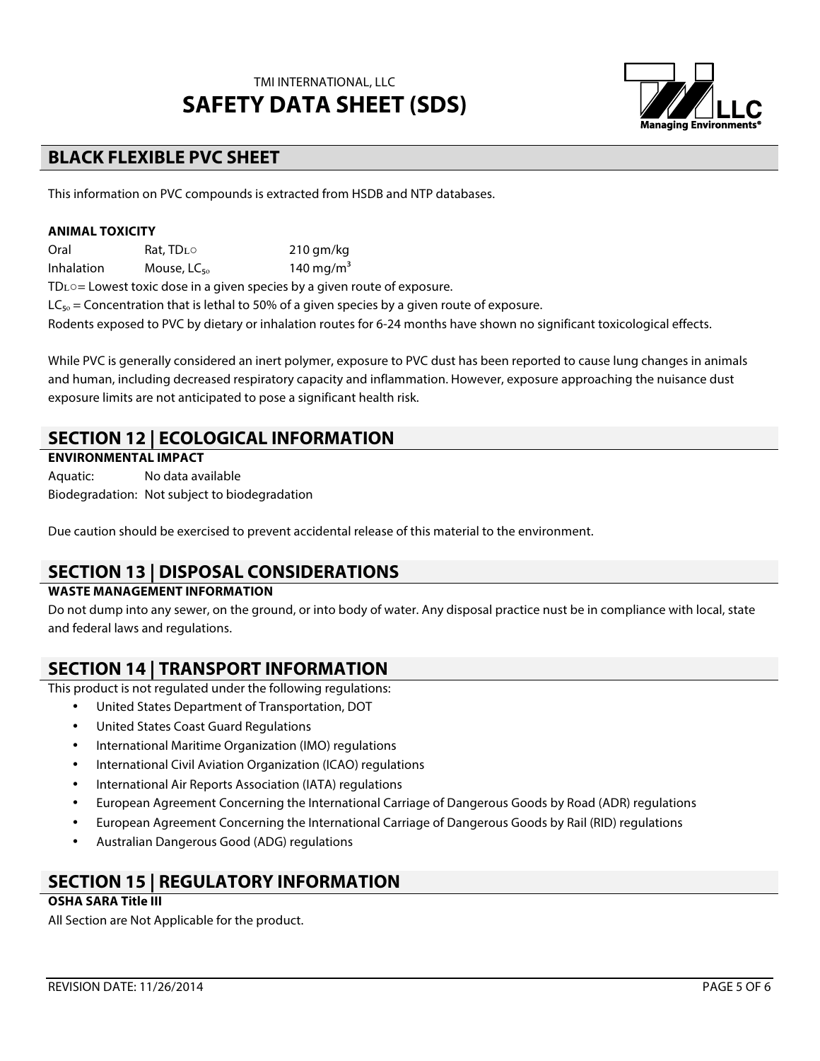## BLACK FLEXIBLE PVC SHEET

This information on PVC compounds is extracted from HSDB and NTP databases.

**ANIMAL TOXICITY**

| | | |
|---|---|---|
| Oral | Rat, $TD_{LO}$ | 210 gm/kg |
| Inhalation | Mouse, $LC_{50}$ | 140 mg/m$^3$ |

$TD_{LO}$ = Lowest toxic dose in a given species by a given route of exposure.

$LC_{50}$ = Concentration that is lethal to 50% of a given species by a given route of exposure.

Rodents exposed to PVC by dietary or inhalation routes for 6-24 months have shown no significant toxicological effects.

While PVC is generally considered an inert polymer, exposure to PVC dust has been reported to cause lung changes in animals and human, including decreased respiratory capacity and inflammation. However, exposure approaching the nuisance dust exposure limits are not anticipated to pose a significant health risk.

## SECTION 12 | ECOLOGICAL INFORMATION

**ENVIRONMENTAL IMPACT**

Aquatic: No data available

Biodegradation: Not subject to biodegradation

Due caution should be exercised to prevent accidental release of this material to the environment.

## SECTION 13 | DISPOSAL CONSIDERATIONS

**WASTE MANAGEMENT INFORMATION**

Do not dump into any sewer, on the ground, or into body of water. Any disposal practice nust be in compliance with local, state and federal laws and regulations.

## SECTION 14 | TRANSPORT INFORMATION

This product is not regulated under the following regulations:

- United States Department of Transportation, DOT
- United States Coast Guard Regulations
- International Maritime Organization (IMO) regulations
- International Civil Aviation Organization (ICAO) regulations
- International Air Reports Association (IATA) regulations
- European Agreement Concerning the International Carriage of Dangerous Goods by Road (ADR) regulations
- European Agreement Concerning the International Carriage of Dangerous Goods by Rail (RID) regulations
- Australian Dangerous Good (ADG) regulations

## SECTION 15 | REGULATORY INFORMATION

**OSHA SARA Title III**

All Section are Not Applicable for the product.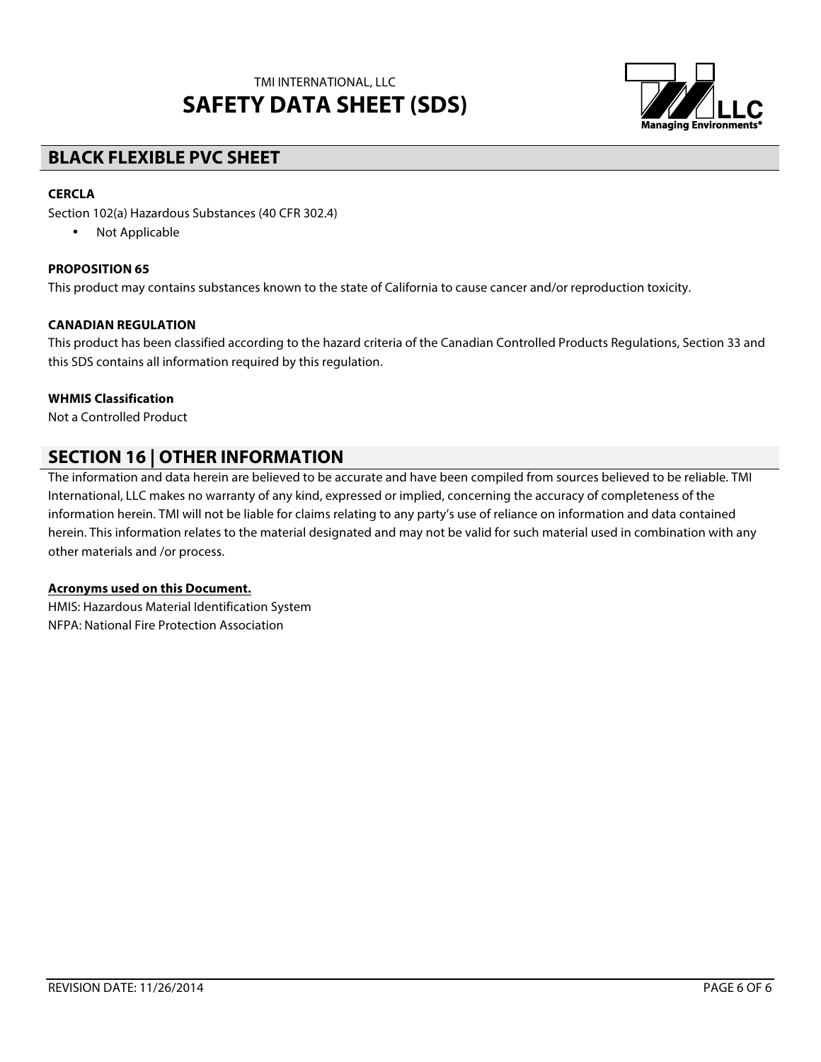## BLACK FLEXIBLE PVC SHEET

**CERCLA**

Section 102(a) Hazardous Substances (40 CFR 302.4)

- Not Applicable

**PROPOSITION 65**

This product may contains substances known to the state of California to cause cancer and/or reproduction toxicity.

**CANADIAN REGULATION**

This product has been classified according to the hazard criteria of the Canadian Controlled Products Regulations, Section 33 and this SDS contains all information required by this regulation.

**WHMIS Classification**

Not a Controlled Product

## SECTION 16 | OTHER INFORMATION

The information and data herein are believed to be accurate and have been compiled from sources believed to be reliable. TMI International, LLC makes no warranty of any kind, expressed or implied, concerning the accuracy of completeness of the information herein. TMI will not be liable for claims relating to any party's use of reliance on information and data contained herein. This information relates to the material designated and may not be valid for such material used in combination with any other materials and /or process.

**Acronyms used on this Document.**

HMIS: Hazardous Material Identification System
NFPA: National Fire Protection Association